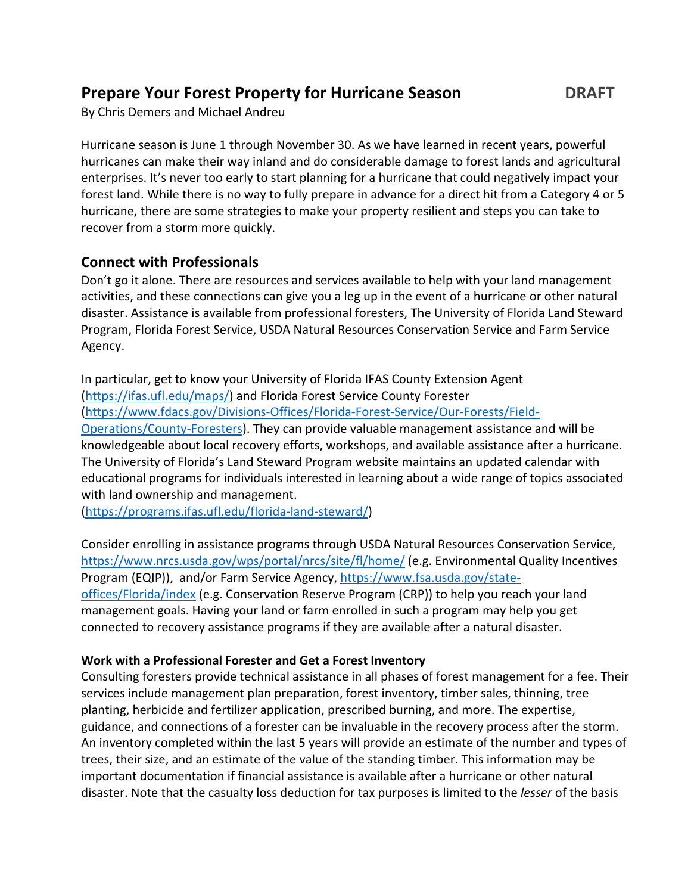# Prepare Your Forest Property for Hurricane Season **DRAFT**

By Chris Demers and Michael Andreu

Hurricane season is June 1 through November 30. As we have learned in recent years, powerful hurricanes can make their way inland and do considerable damage to forest lands and agricultural enterprises. It's never too early to start planning for a hurricane that could negatively impact your forest land. While there is no way to fully prepare in advance for a direct hit from a Category 4 or 5 hurricane, there are some strategies to make your property resilient and steps you can take to recover from a storm more quickly.

## Connect with Professionals

Don't go it alone. There are resources and services available to help with your land management activities, and these connections can give you a leg up in the event of a hurricane or other natural disaster. Assistance is available from professional foresters, The University of Florida Land Steward Program, Florida Forest Service, USDA Natural Resources Conservation Service and Farm Service Agency.

In particular, get to know your University of Florida IFAS County Extension Agent (https://ifas.ufl.edu/maps/) and Florida Forest Service County Forester (https://www.fdacs.gov/Divisions-Offices/Florida-Forest-Service/Our-Forests/Field-Operations/County-Foresters). They can provide valuable management assistance and will be knowledgeable about local recovery efforts, workshops, and available assistance after a hurricane. The University of Florida's Land Steward Program website maintains an updated calendar with educational programs for individuals interested in learning about a wide range of topics associated with land ownership and management. (https://programs.ifas.ufl.edu/florida-land-steward/)

Consider enrolling in assistance programs through USDA Natural Resources Conservation Service, https://www.nrcs.usda.gov/wps/portal/nrcs/site/fl/home/ (e.g. Environmental Quality Incentives Program (EQIP)), and/or Farm Service Agency, https://www.fsa.usda.gov/state-offices/Florida/index (e.g. Conservation Reserve Program (CRP)) to help you reach your land management goals. Having your land or farm enrolled in such a program may help you get connected to recovery assistance programs if they are available after a natural disaster.

### Work with a Professional Forester and Get a Forest Inventory

Consulting foresters provide technical assistance in all phases of forest management for a fee. Their services include management plan preparation, forest inventory, timber sales, thinning, tree planting, herbicide and fertilizer application, prescribed burning, and more. The expertise, guidance, and connections of a forester can be invaluable in the recovery process after the storm. An inventory completed within the last 5 years will provide an estimate of the number and types of trees, their size, and an estimate of the value of the standing timber. This information may be important documentation if financial assistance is available after a hurricane or other natural disaster. Note that the casualty loss deduction for tax purposes is limited to the *lesser* of the basis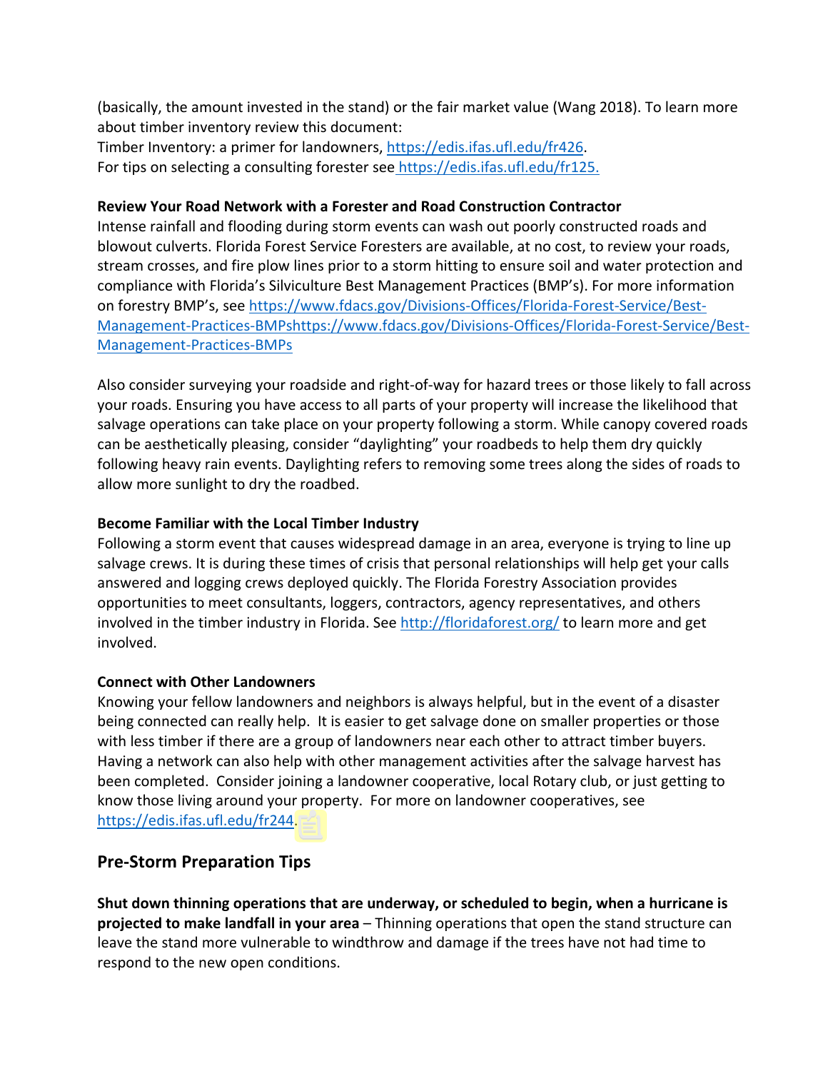(basically, the amount invested in the stand) or the fair market value (Wang 2018). To learn more about timber inventory review this document:
Timber Inventory: a primer for landowners, https://edis.ifas.ufl.edu/fr426.
For tips on selecting a consulting forester see https://edis.ifas.ufl.edu/fr125.

**Review Your Road Network with a Forester and Road Construction Contractor**
Intense rainfall and flooding during storm events can wash out poorly constructed roads and blowout culverts. Florida Forest Service Foresters are available, at no cost, to review your roads, stream crosses, and fire plow lines prior to a storm hitting to ensure soil and water protection and compliance with Florida's Silviculture Best Management Practices (BMP's). For more information on forestry BMP's, see https://www.fdacs.gov/Divisions-Offices/Florida-Forest-Service/Best-Management-Practices-BMPshttps://www.fdacs.gov/Divisions-Offices/Florida-Forest-Service/Best-Management-Practices-BMPs

Also consider surveying your roadside and right-of-way for hazard trees or those likely to fall across your roads. Ensuring you have access to all parts of your property will increase the likelihood that salvage operations can take place on your property following a storm. While canopy covered roads can be aesthetically pleasing, consider "daylighting" your roadbeds to help them dry quickly following heavy rain events. Daylighting refers to removing some trees along the sides of roads to allow more sunlight to dry the roadbed.

**Become Familiar with the Local Timber Industry**
Following a storm event that causes widespread damage in an area, everyone is trying to line up salvage crews. It is during these times of crisis that personal relationships will help get your calls answered and logging crews deployed quickly. The Florida Forestry Association provides opportunities to meet consultants, loggers, contractors, agency representatives, and others involved in the timber industry in Florida. See http://floridaforest.org/ to learn more and get involved.

**Connect with Other Landowners**
Knowing your fellow landowners and neighbors is always helpful, but in the event of a disaster being connected can really help. It is easier to get salvage done on smaller properties or those with less timber if there are a group of landowners near each other to attract timber buyers. Having a network can also help with other management activities after the salvage harvest has been completed. Consider joining a landowner cooperative, local Rotary club, or just getting to know those living around your property. For more on landowner cooperatives, see https://edis.ifas.ufl.edu/fr244.

## Pre-Storm Preparation Tips

**Shut down thinning operations that are underway, or scheduled to begin, when a hurricane is projected to make landfall in your area** – Thinning operations that open the stand structure can leave the stand more vulnerable to windthrow and damage if the trees have not had time to respond to the new open conditions.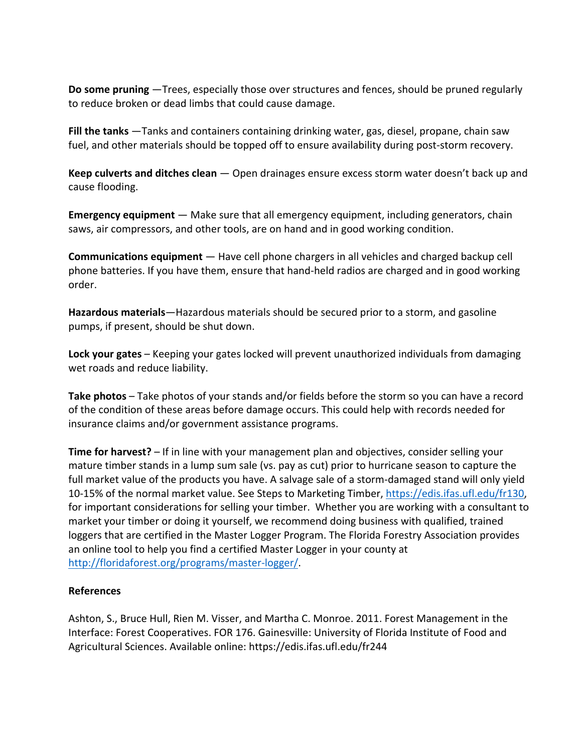**Do some pruning** —Trees, especially those over structures and fences, should be pruned regularly to reduce broken or dead limbs that could cause damage.

**Fill the tanks** —Tanks and containers containing drinking water, gas, diesel, propane, chain saw fuel, and other materials should be topped off to ensure availability during post-storm recovery.

**Keep culverts and ditches clean** — Open drainages ensure excess storm water doesn't back up and cause flooding.

**Emergency equipment** — Make sure that all emergency equipment, including generators, chain saws, air compressors, and other tools, are on hand and in good working condition.

**Communications equipment** — Have cell phone chargers in all vehicles and charged backup cell phone batteries. If you have them, ensure that hand-held radios are charged and in good working order.

**Hazardous materials**—Hazardous materials should be secured prior to a storm, and gasoline pumps, if present, should be shut down.

**Lock your gates** – Keeping your gates locked will prevent unauthorized individuals from damaging wet roads and reduce liability.

**Take photos** – Take photos of your stands and/or fields before the storm so you can have a record of the condition of these areas before damage occurs. This could help with records needed for insurance claims and/or government assistance programs.

**Time for harvest?** – If in line with your management plan and objectives, consider selling your mature timber stands in a lump sum sale (vs. pay as cut) prior to hurricane season to capture the full market value of the products you have. A salvage sale of a storm-damaged stand will only yield 10-15% of the normal market value. See Steps to Marketing Timber, https://edis.ifas.ufl.edu/fr130, for important considerations for selling your timber. Whether you are working with a consultant to market your timber or doing it yourself, we recommend doing business with qualified, trained loggers that are certified in the Master Logger Program. The Florida Forestry Association provides an online tool to help you find a certified Master Logger in your county at http://floridaforest.org/programs/master-logger/.

**References**

Ashton, S., Bruce Hull, Rien M. Visser, and Martha C. Monroe. 2011. Forest Management in the Interface: Forest Cooperatives. FOR 176. Gainesville: University of Florida Institute of Food and Agricultural Sciences. Available online: https://edis.ifas.ufl.edu/fr244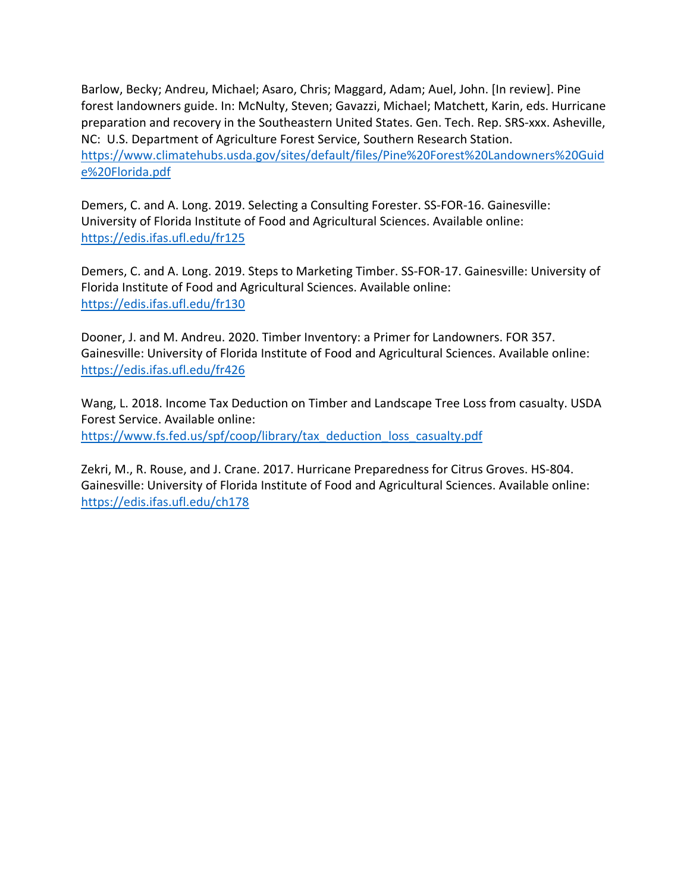Barlow, Becky; Andreu, Michael; Asaro, Chris; Maggard, Adam; Auel, John. [In review]. Pine forest landowners guide. In: McNulty, Steven; Gavazzi, Michael; Matchett, Karin, eds. Hurricane preparation and recovery in the Southeastern United States. Gen. Tech. Rep. SRS-xxx. Asheville, NC: U.S. Department of Agriculture Forest Service, Southern Research Station. https://www.climatehubs.usda.gov/sites/default/files/Pine%20Forest%20Landowners%20Guide%20Florida.pdf

Demers, C. and A. Long. 2019. Selecting a Consulting Forester. SS-FOR-16. Gainesville: University of Florida Institute of Food and Agricultural Sciences. Available online: https://edis.ifas.ufl.edu/fr125

Demers, C. and A. Long. 2019. Steps to Marketing Timber. SS-FOR-17. Gainesville: University of Florida Institute of Food and Agricultural Sciences. Available online: https://edis.ifas.ufl.edu/fr130

Dooner, J. and M. Andreu. 2020. Timber Inventory: a Primer for Landowners. FOR 357. Gainesville: University of Florida Institute of Food and Agricultural Sciences. Available online: https://edis.ifas.ufl.edu/fr426

Wang, L. 2018. Income Tax Deduction on Timber and Landscape Tree Loss from casualty. USDA Forest Service. Available online: https://www.fs.fed.us/spf/coop/library/tax_deduction_loss_casualty.pdf

Zekri, M., R. Rouse, and J. Crane. 2017. Hurricane Preparedness for Citrus Groves. HS-804. Gainesville: University of Florida Institute of Food and Agricultural Sciences. Available online: https://edis.ifas.ufl.edu/ch178